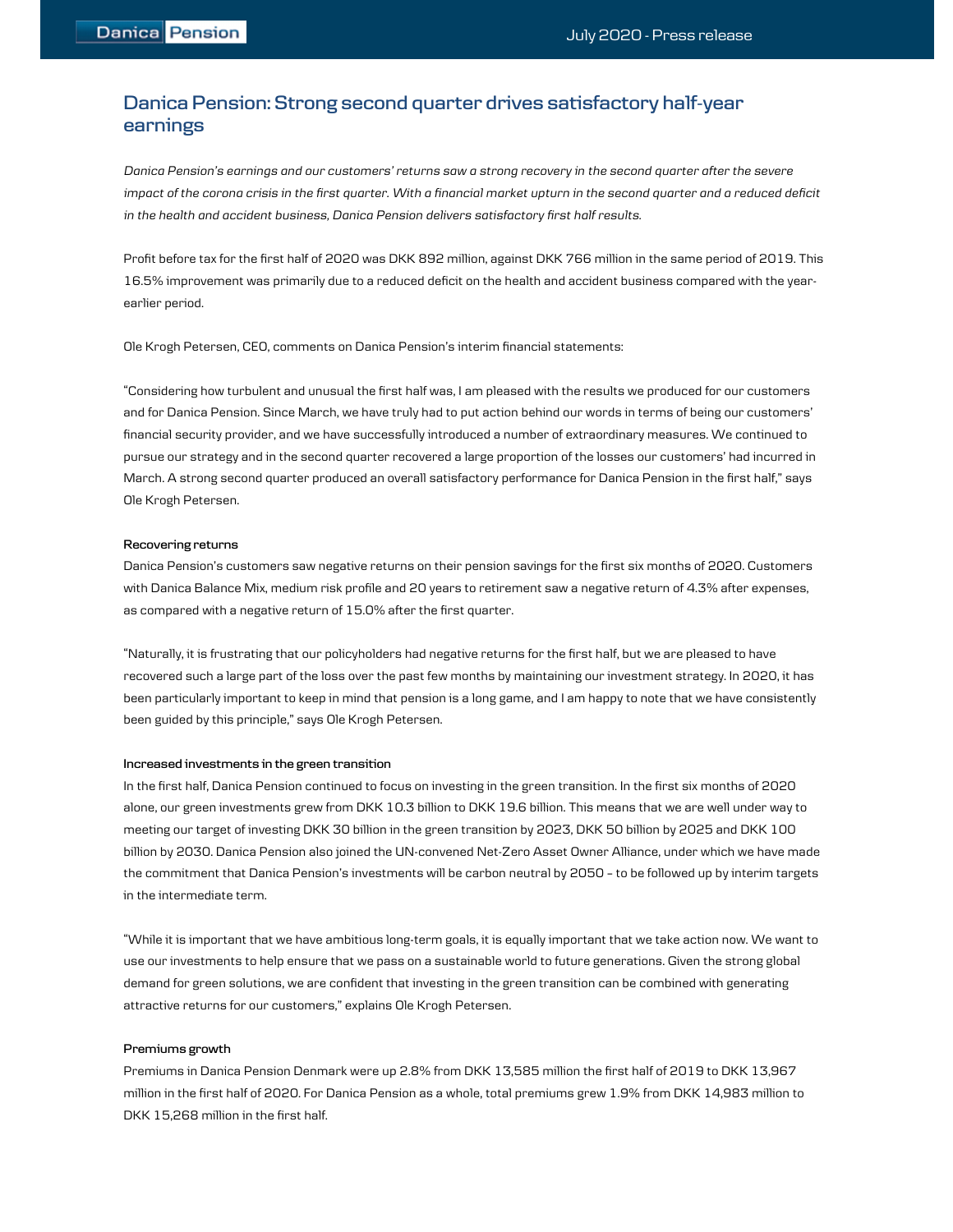# Danica Pension: Strong second quarter drives satisfactory half-year earnings

*Danica Pension's earnings and our customers' returns saw a strong recovery in the second quarter after the severe impact of the corona crisis in the first quarter. With a financial market upturn in the second quarter and a reduced deficit in the health and accident business, Danica Pension delivers satisfactory first half results.*

Profit before tax for the first half of 2020 was DKK 892 million, against DKK 766 million in the same period of 2019. This 16.5% improvement was primarily due to a reduced deficit on the health and accident business compared with the year-earlier period.

Ole Krogh Petersen, CEO, comments on Danica Pension's interim financial statements:

"Considering how turbulent and unusual the first half was, I am pleased with the results we produced for our customers and for Danica Pension. Since March, we have truly had to put action behind our words in terms of being our customers' financial security provider, and we have successfully introduced a number of extraordinary measures. We continued to pursue our strategy and in the second quarter recovered a large proportion of the losses our customers' had incurred in March. A strong second quarter produced an overall satisfactory performance for Danica Pension in the first half," says Ole Krogh Petersen.

#### Recovering returns

Danica Pension's customers saw negative returns on their pension savings for the first six months of 2020. Customers with Danica Balance Mix, medium risk profile and 20 years to retirement saw a negative return of 4.3% after expenses, as compared with a negative return of 15.0% after the first quarter.

"Naturally, it is frustrating that our policyholders had negative returns for the first half, but we are pleased to have recovered such a large part of the loss over the past few months by maintaining our investment strategy. In 2020, it has been particularly important to keep in mind that pension is a long game, and I am happy to note that we have consistently been guided by this principle," says Ole Krogh Petersen.

#### Increased investments in the green transition

In the first half, Danica Pension continued to focus on investing in the green transition. In the first six months of 2020 alone, our green investments grew from DKK 10.3 billion to DKK 19.6 billion. This means that we are well under way to meeting our target of investing DKK 30 billion in the green transition by 2023, DKK 50 billion by 2025 and DKK 100 billion by 2030. Danica Pension also joined the UN-convened Net-Zero Asset Owner Alliance, under which we have made the commitment that Danica Pension's investments will be carbon neutral by 2050 – to be followed up by interim targets in the intermediate term.

"While it is important that we have ambitious long-term goals, it is equally important that we take action now. We want to use our investments to help ensure that we pass on a sustainable world to future generations. Given the strong global demand for green solutions, we are confident that investing in the green transition can be combined with generating attractive returns for our customers," explains Ole Krogh Petersen.

#### Premiums growth

Premiums in Danica Pension Denmark were up 2.8% from DKK 13,585 million the first half of 2019 to DKK 13,967 million in the first half of 2020. For Danica Pension as a whole, total premiums grew 1.9% from DKK 14,983 million to DKK 15,268 million in the first half.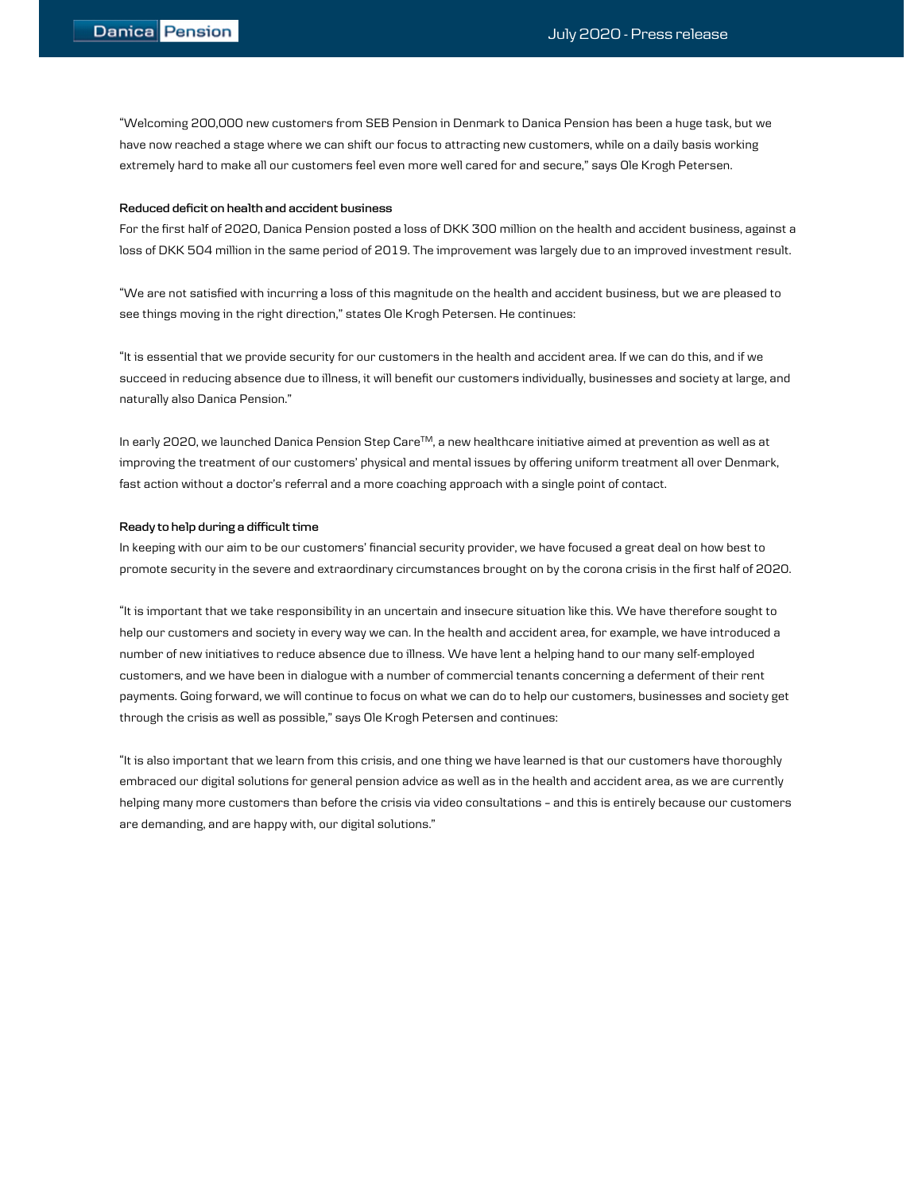"Welcoming 200,000 new customers from SEB Pension in Denmark to Danica Pension has been a huge task, but we have now reached a stage where we can shift our focus to attracting new customers, while on a daily basis working extremely hard to make all our customers feel even more well cared for and secure," says Ole Krogh Petersen.

**Reduced deficit on health and accident business**

For the first half of 2020, Danica Pension posted a loss of DKK 300 million on the health and accident business, against a loss of DKK 504 million in the same period of 2019. The improvement was largely due to an improved investment result.

"We are not satisfied with incurring a loss of this magnitude on the health and accident business, but we are pleased to see things moving in the right direction," states Ole Krogh Petersen. He continues:

"It is essential that we provide security for our customers in the health and accident area. If we can do this, and if we succeed in reducing absence due to illness, it will benefit our customers individually, businesses and society at large, and naturally also Danica Pension."

In early 2020, we launched Danica Pension Step Care™, a new healthcare initiative aimed at prevention as well as at improving the treatment of our customers' physical and mental issues by offering uniform treatment all over Denmark, fast action without a doctor's referral and a more coaching approach with a single point of contact.

**Ready to help during a difficult time**

In keeping with our aim to be our customers' financial security provider, we have focused a great deal on how best to promote security in the severe and extraordinary circumstances brought on by the corona crisis in the first half of 2020.

"It is important that we take responsibility in an uncertain and insecure situation like this. We have therefore sought to help our customers and society in every way we can. In the health and accident area, for example, we have introduced a number of new initiatives to reduce absence due to illness. We have lent a helping hand to our many self-employed customers, and we have been in dialogue with a number of commercial tenants concerning a deferment of their rent payments. Going forward, we will continue to focus on what we can do to help our customers, businesses and society get through the crisis as well as possible," says Ole Krogh Petersen and continues:

"It is also important that we learn from this crisis, and one thing we have learned is that our customers have thoroughly embraced our digital solutions for general pension advice as well as in the health and accident area, as we are currently helping many more customers than before the crisis via video consultations – and this is entirely because our customers are demanding, and are happy with, our digital solutions."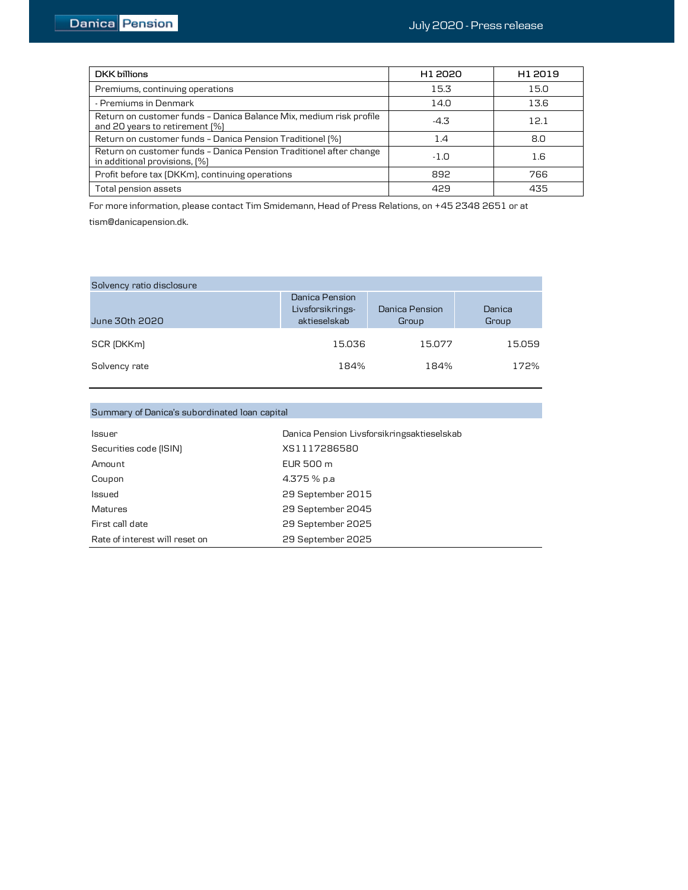| DKK billions | H1 2020 | H1 2019 |
|---|---|---|
| Premiums, continuing operations | 15.3 | 15.0 |
| - Premiums in Denmark | 14.0 | 13.6 |
| Return on customer funds – Danica Balance Mix, medium risk profile and 20 years to retirement (%) | -4.3 | 12.1 |
| Return on customer funds – Danica Pension Traditionel (%) | 1.4 | 8.0 |
| Return on customer funds – Danica Pension Traditionel after change in additional provisions, (%) | -1.0 | 1.6 |
| Profit before tax (DKKm), continuing operations | 892 | 766 |
| Total pension assets | 429 | 435 |

For more information, please contact Tim Smidemann, Head of Press Relations, on +45 2348 2651 or at tism@danicapension.dk.

**Solvency ratio disclosure**

| June 30th 2020 | Danica Pension Livsforsikrings-aktieselskab | Danica Pension Group | Danica Group |
|---|---|---|---|
| SCR (DKKm) | 15.036 | 15.077 | 15.059 |
| Solvency rate | 184% | 184% | 172% |

**Summary of Danica's subordinated loan capital**

| | |
|---|---|
| Issuer | Danica Pension Livsforsikringsaktieselskab |
| Securities code (ISIN) | XS1117286580 |
| Amount | EUR 500 m |
| Coupon | 4.375 % p.a |
| Issued | 29 September 2015 |
| Matures | 29 September 2045 |
| First call date | 29 September 2025 |
| Rate of interest will reset on | 29 September 2025 |